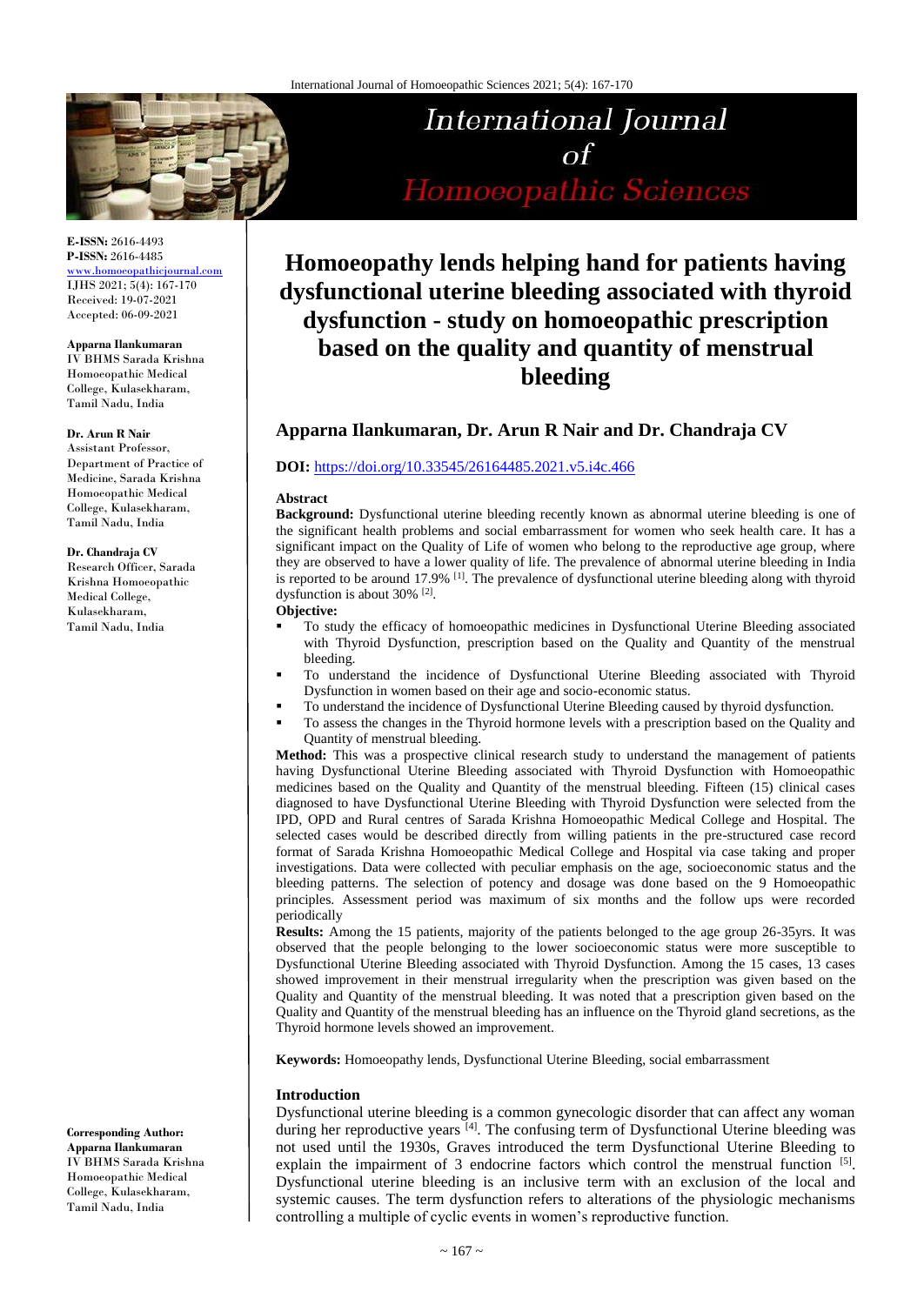**E-ISSN:** 2616-4493
**P-ISSN:** 2616-4485
www.homoeopathicjournal.com
IJHS 2021; 5(4): 167-170
Received: 19-07-2021
Accepted: 06-09-2021

**Apparna Ilankumaran**
IV BHMS Sarada Krishna Homoeopathic Medical College, Kulasekharam, Tamil Nadu, India

**Dr. Arun R Nair**
Assistant Professor, Department of Practice of Medicine, Sarada Krishna Homoeopathic Medical College, Kulasekharam, Tamil Nadu, India

**Dr. Chandraja CV**
Research Officer, Sarada Krishna Homoeopathic Medical College, Kulasekharam, Tamil Nadu, India

**Corresponding Author:**
**Apparna Ilankumaran**
IV BHMS Sarada Krishna Homoeopathic Medical College, Kulasekharam, Tamil Nadu, India

# Homoeopathy lends helping hand for patients having dysfunctional uterine bleeding associated with thyroid dysfunction - study on homoeopathic prescription based on the quality and quantity of menstrual bleeding

## Apparna Ilankumaran, Dr. Arun R Nair and Dr. Chandraja CV

**DOI:** https://doi.org/10.33545/26164485.2021.v5.i4c.466

### Abstract

**Background:** Dysfunctional uterine bleeding recently known as abnormal uterine bleeding is one of the significant health problems and social embarrassment for women who seek health care. It has a significant impact on the Quality of Life of women who belong to the reproductive age group, where they are observed to have a lower quality of life. The prevalence of abnormal uterine bleeding in India is reported to be around 17.9% [1]. The prevalence of dysfunctional uterine bleeding along with thyroid dysfunction is about 30% [2].

**Objective:**

- To study the efficacy of homoeopathic medicines in Dysfunctional Uterine Bleeding associated with Thyroid Dysfunction, prescription based on the Quality and Quantity of the menstrual bleeding.
- To understand the incidence of Dysfunctional Uterine Bleeding associated with Thyroid Dysfunction in women based on their age and socio-economic status.
- To understand the incidence of Dysfunctional Uterine Bleeding caused by thyroid dysfunction.
- To assess the changes in the Thyroid hormone levels with a prescription based on the Quality and Quantity of menstrual bleeding.

**Method:** This was a prospective clinical research study to understand the management of patients having Dysfunctional Uterine Bleeding associated with Thyroid Dysfunction with Homoeopathic medicines based on the Quality and Quantity of the menstrual bleeding. Fifteen (15) clinical cases diagnosed to have Dysfunctional Uterine Bleeding with Thyroid Dysfunction were selected from the IPD, OPD and Rural centres of Sarada Krishna Homoeopathic Medical College and Hospital. The selected cases would be described directly from willing patients in the pre-structured case record format of Sarada Krishna Homoeopathic Medical College and Hospital via case taking and proper investigations. Data were collected with peculiar emphasis on the age, socioeconomic status and the bleeding patterns. The selection of potency and dosage was done based on the 9 Homoeopathic principles. Assessment period was maximum of six months and the follow ups were recorded periodically

**Results:** Among the 15 patients, majority of the patients belonged to the age group 26-35yrs. It was observed that the people belonging to the lower socioeconomic status were more susceptible to Dysfunctional Uterine Bleeding associated with Thyroid Dysfunction. Among the 15 cases, 13 cases showed improvement in their menstrual irregularity when the prescription was given based on the Quality and Quantity of the menstrual bleeding. It was noted that a prescription given based on the Quality and Quantity of the menstrual bleeding has an influence on the Thyroid gland secretions, as the Thyroid hormone levels showed an improvement.

**Keywords:** Homoeopathy lends, Dysfunctional Uterine Bleeding, social embarrassment

### Introduction

Dysfunctional uterine bleeding is a common gynecologic disorder that can affect any woman during her reproductive years [4]. The confusing term of Dysfunctional Uterine Bleeding was not used until the 1930s, Graves introduced the term Dysfunctional Uterine Bleeding to explain the impairment of 3 endocrine factors which control the menstrual function [5]. Dysfunctional uterine bleeding is an inclusive term with an exclusion of the local and systemic causes. The term dysfunction refers to alterations of the physiologic mechanisms controlling a multiple of cyclic events in women's reproductive function.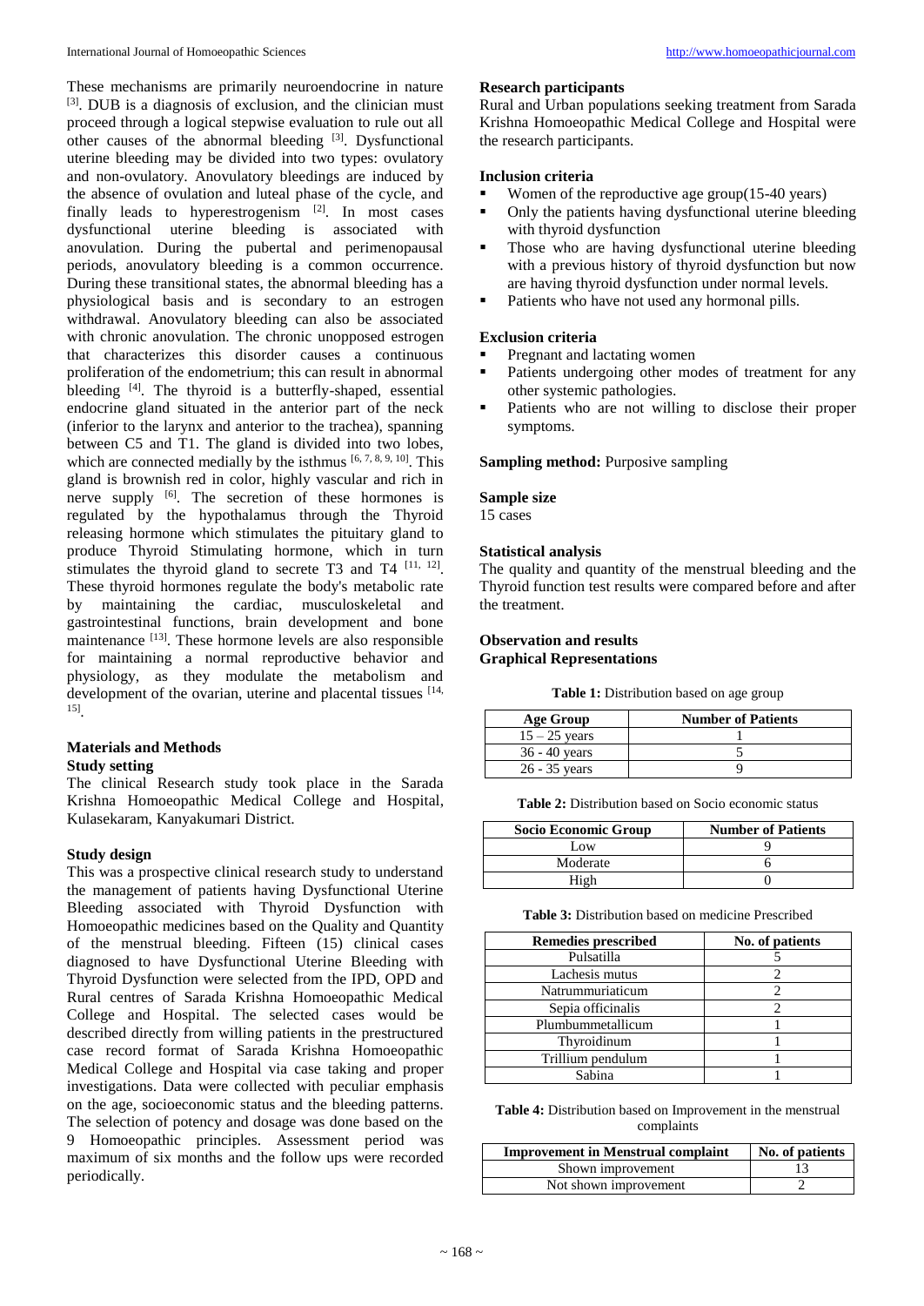These mechanisms are primarily neuroendocrine in nature [3]. DUB is a diagnosis of exclusion, and the clinician must proceed through a logical stepwise evaluation to rule out all other causes of the abnormal bleeding [3]. Dysfunctional uterine bleeding may be divided into two types: ovulatory and non-ovulatory. Anovulatory bleedings are induced by the absence of ovulation and luteal phase of the cycle, and finally leads to hyperestrogenism [2]. In most cases dysfunctional uterine bleeding is associated with anovulation. During the pubertal and perimenopausal periods, anovulatory bleeding is a common occurrence. During these transitional states, the abnormal bleeding has a physiological basis and is secondary to an estrogen withdrawal. Anovulatory bleeding can also be associated with chronic anovulation. The chronic unopposed estrogen that characterizes this disorder causes a continuous proliferation of the endometrium; this can result in abnormal bleeding [4]. The thyroid is a butterfly-shaped, essential endocrine gland situated in the anterior part of the neck (inferior to the larynx and anterior to the trachea), spanning between C5 and T1. The gland is divided into two lobes, which are connected medially by the isthmus [6, 7, 8, 9, 10]. This gland is brownish red in color, highly vascular and rich in nerve supply [6]. The secretion of these hormones is regulated by the hypothalamus through the Thyroid releasing hormone which stimulates the pituitary gland to produce Thyroid Stimulating hormone, which in turn stimulates the thyroid gland to secrete T3 and T4 [11, 12]. These thyroid hormones regulate the body's metabolic rate by maintaining the cardiac, musculoskeletal and gastrointestinal functions, brain development and bone maintenance [13]. These hormone levels are also responsible for maintaining a normal reproductive behavior and physiology, as they modulate the metabolism and development of the ovarian, uterine and placental tissues [14, 15].

## Materials and Methods

### Study setting

The clinical Research study took place in the Sarada Krishna Homoeopathic Medical College and Hospital, Kulasekaram, Kanyakumari District.

### Study design

This was a prospective clinical research study to understand the management of patients having Dysfunctional Uterine Bleeding associated with Thyroid Dysfunction with Homoeopathic medicines based on the Quality and Quantity of the menstrual bleeding. Fifteen (15) clinical cases diagnosed to have Dysfunctional Uterine Bleeding with Thyroid Dysfunction were selected from the IPD, OPD and Rural centres of Sarada Krishna Homoeopathic Medical College and Hospital. The selected cases would be described directly from willing patients in the prestructured case record format of Sarada Krishna Homoeopathic Medical College and Hospital via case taking and proper investigations. Data were collected with peculiar emphasis on the age, socioeconomic status and the bleeding patterns. The selection of potency and dosage was done based on the 9 Homoeopathic principles. Assessment period was maximum of six months and the follow ups were recorded periodically.

### Research participants

Rural and Urban populations seeking treatment from Sarada Krishna Homoeopathic Medical College and Hospital were the research participants.

### Inclusion criteria

- Women of the reproductive age group(15-40 years)
- Only the patients having dysfunctional uterine bleeding with thyroid dysfunction
- Those who are having dysfunctional uterine bleeding with a previous history of thyroid dysfunction but now are having thyroid dysfunction under normal levels.
- Patients who have not used any hormonal pills.

### Exclusion criteria

- Pregnant and lactating women
- Patients undergoing other modes of treatment for any other systemic pathologies.
- Patients who are not willing to disclose their proper symptoms.

**Sampling method:** Purposive sampling

### Sample size

15 cases

### Statistical analysis

The quality and quantity of the menstrual bleeding and the Thyroid function test results were compared before and after the treatment.

## Observation and results

### Graphical Representations

**Table 1:** Distribution based on age group

| Age Group | Number of Patients |
|---|---|
| 15 – 25 years | 1 |
| 36 - 40 years | 5 |
| 26 - 35 years | 9 |

**Table 2:** Distribution based on Socio economic status

| Socio Economic Group | Number of Patients |
|---|---|
| Low | 9 |
| Moderate | 6 |
| High | 0 |

**Table 3:** Distribution based on medicine Prescribed

| Remedies prescribed | No. of patients |
|---|---|
| Pulsatilla | 5 |
| Lachesis mutus | 2 |
| Natrummuriaticum | 2 |
| Sepia officinalis | 2 |
| Plumbummetallicum | 1 |
| Thyroidinum | 1 |
| Trillium pendulum | 1 |
| Sabina | 1 |

**Table 4:** Distribution based on Improvement in the menstrual complaints

| Improvement in Menstrual complaint | No. of patients |
|---|---|
| Shown improvement | 13 |
| Not shown improvement | 2 |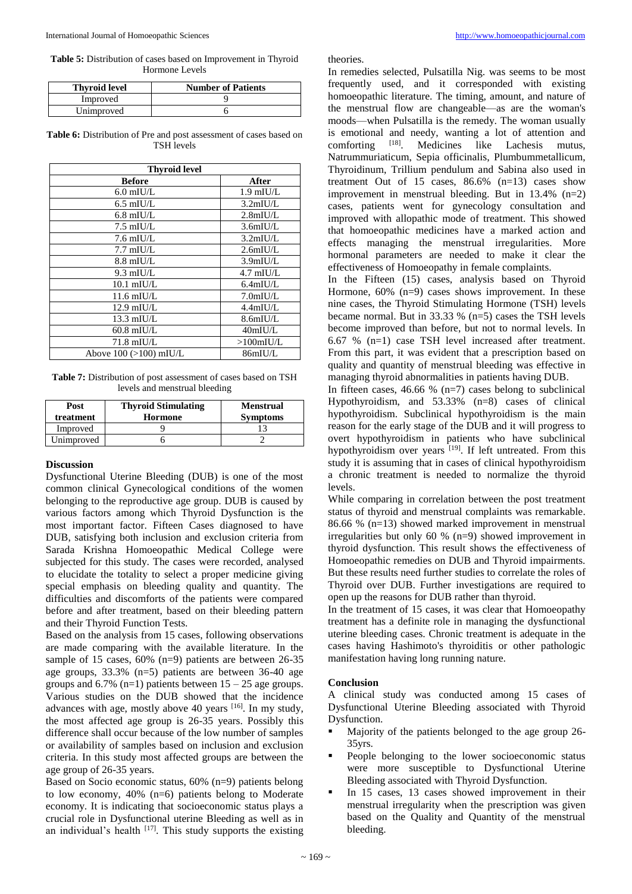**Table 5:** Distribution of cases based on Improvement in Thyroid Hormone Levels

| Thyroid level | Number of Patients |
| --- | --- |
| Improved | 9 |
| Unimproved | 6 |

**Table 6:** Distribution of Pre and post assessment of cases based on TSH levels

| Thyroid level | |
| --- | --- |
| **Before** | **After** |
| 6.0 mIU/L | 1.9 mIU/L |
| 6.5 mIU/L | 3.2mIU/L |
| 6.8 mIU/L | 2.8mIU/L |
| 7.5 mIU/L | 3.6mIU/L |
| 7.6 mIU/L | 3.2mIU/L |
| 7.7 mIU/L | 2.6mIU/L |
| 8.8 mIU/L | 3.9mIU/L |
| 9.3 mIU/L | 4.7 mIU/L |
| 10.1 mIU/L | 6.4mIU/L |
| 11.6 mIU/L | 7.0mIU/L |
| 12.9 mIU/L | 4.4mIU/L |
| 13.3 mIU/L | 8.6mIU/L |
| 60.8 mIU/L | 40mIU/L |
| 71.8 mIU/L | >100mIU/L |
| Above 100 (>100) mIU/L | 86mIU/L |

**Table 7:** Distribution of post assessment of cases based on TSH levels and menstrual bleeding

| Post treatment | Thyroid Stimulating Hormone | Menstrual Symptoms |
| --- | --- | --- |
| Improved | 9 | 13 |
| Unimproved | 6 | 2 |

## Discussion

Dysfunctional Uterine Bleeding (DUB) is one of the most common clinical Gynecological conditions of the women belonging to the reproductive age group. DUB is caused by various factors among which Thyroid Dysfunction is the most important factor. Fifteen Cases diagnosed to have DUB, satisfying both inclusion and exclusion criteria from Sarada Krishna Homoeopathic Medical College were subjected for this study. The cases were recorded, analysed to elucidate the totality to select a proper medicine giving special emphasis on bleeding quality and quantity. The difficulties and discomforts of the patients were compared before and after treatment, based on their bleeding pattern and their Thyroid Function Tests.

Based on the analysis from 15 cases, following observations are made comparing with the available literature. In the sample of 15 cases, 60% (n=9) patients are between 26-35 age groups, 33.3% (n=5) patients are between 36-40 age groups and 6.7% (n=1) patients between 15 – 25 age groups. Various studies on the DUB showed that the incidence advances with age, mostly above 40 years [16]. In my study, the most affected age group is 26-35 years. Possibly this difference shall occur because of the low number of samples or availability of samples based on inclusion and exclusion criteria. In this study most affected groups are between the age group of 26-35 years.

Based on Socio economic status, 60% (n=9) patients belong to low economy, 40% (n=6) patients belong to Moderate economy. It is indicating that socioeconomic status plays a crucial role in Dysfunctional uterine Bleeding as well as in an individual's health [17]. This study supports the existing theories.

In remedies selected, Pulsatilla Nig. was seems to be most frequently used, and it corresponded with existing homoeopathic literature. The timing, amount, and nature of the menstrual flow are changeable—as are the woman's moods—when Pulsatilla is the remedy. The woman usually is emotional and needy, wanting a lot of attention and comforting [18]. Medicines like Lachesis mutus, Natrummuriaticum, Sepia officinalis, Plumbummetallicum, Thyroidinum, Trillium pendulum and Sabina also used in treatment Out of 15 cases, 86.6% (n=13) cases show improvement in menstrual bleeding. But in 13.4% (n=2) cases, patients went for gynecology consultation and improved with allopathic mode of treatment. This showed that homoeopathic medicines have a marked action and effects managing the menstrual irregularities. More hormonal parameters are needed to make it clear the effectiveness of Homoeopathy in female complaints.

In the Fifteen (15) cases, analysis based on Thyroid Hormone, 60% (n=9) cases shows improvement. In these nine cases, the Thyroid Stimulating Hormone (TSH) levels became normal. But in 33.33 % (n=5) cases the TSH levels become improved than before, but not to normal levels. In 6.67 % (n=1) case TSH level increased after treatment. From this part, it was evident that a prescription based on quality and quantity of menstrual bleeding was effective in managing thyroid abnormalities in patients having DUB.

In fifteen cases, 46.66 % (n=7) cases belong to subclinical Hypothyroidism, and 53.33% (n=8) cases of clinical hypothyroidism. Subclinical hypothyroidism is the main reason for the early stage of the DUB and it will progress to overt hypothyroidism in patients who have subclinical hypothyroidism over years [19]. If left untreated. From this study it is assuming that in cases of clinical hypothyroidism a chronic treatment is needed to normalize the thyroid levels.

While comparing in correlation between the post treatment status of thyroid and menstrual complaints was remarkable. 86.66 % (n=13) showed marked improvement in menstrual irregularities but only 60 % (n=9) showed improvement in thyroid dysfunction. This result shows the effectiveness of Homoeopathic remedies on DUB and Thyroid impairments. But these results need further studies to correlate the roles of Thyroid over DUB. Further investigations are required to open up the reasons for DUB rather than thyroid.

In the treatment of 15 cases, it was clear that Homoeopathy treatment has a definite role in managing the dysfunctional uterine bleeding cases. Chronic treatment is adequate in the cases having Hashimoto's thyroiditis or other pathologic manifestation having long running nature.

## Conclusion

A clinical study was conducted among 15 cases of Dysfunctional Uterine Bleeding associated with Thyroid Dysfunction.

- Majority of the patients belonged to the age group 26-35yrs.
- People belonging to the lower socioeconomic status were more susceptible to Dysfunctional Uterine Bleeding associated with Thyroid Dysfunction.
- In 15 cases, 13 cases showed improvement in their menstrual irregularity when the prescription was given based on the Quality and Quantity of the menstrual bleeding.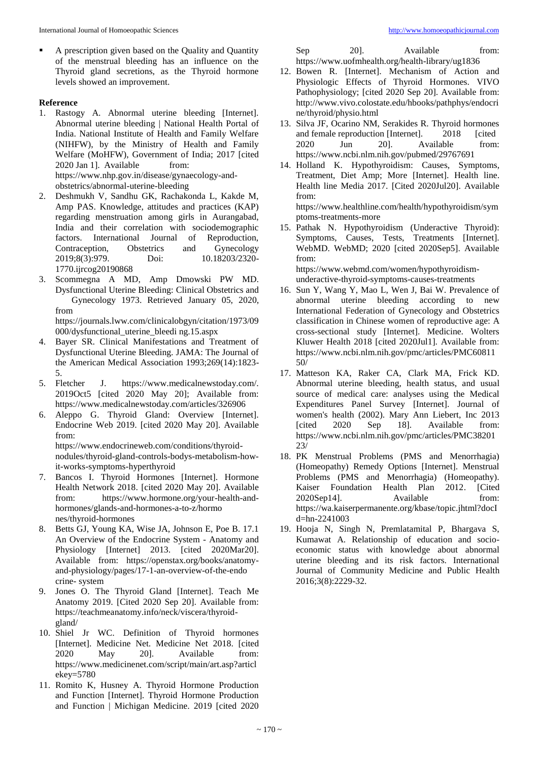- A prescription given based on the Quality and Quantity of the menstrual bleeding has an influence on the Thyroid gland secretions, as the Thyroid hormone levels showed an improvement.

## Reference

1. Rastogy A. Abnormal uterine bleeding [Internet]. Abnormal uterine bleeding | National Health Portal of India. National Institute of Health and Family Welfare (NIHFW), by the Ministry of Health and Family Welfare (MoHFW), Government of India; 2017 [cited 2020 Jan 1]. Available from: https://www.nhp.gov.in/disease/gynaecology-and-obstetrics/abnormal-uterine-bleeding
2. Deshmukh V, Sandhu GK, Rachakonda L, Kakde M, Amp PAS. Knowledge, attitudes and practices (KAP) regarding menstruation among girls in Aurangabad, India and their correlation with sociodemographic factors. International Journal of Reproduction, Contraception, Obstetrics and Gynecology 2019;8(3):979. Doi: 10.18203/2320-1770.ijrcog20190868
3. Scommegna A MD, Amp Dmowski PW MD. Dysfunctional Uterine Bleeding: Clinical Obstetrics and Gynecology 1973. Retrieved January 05, 2020, from https://journals.lww.com/clinicalobgyn/citation/1973/09000/dysfunctional_uterine_bleeding.15.aspx
4. Bayer SR. Clinical Manifestations and Treatment of Dysfunctional Uterine Bleeding. JAMA: The Journal of the American Medical Association 1993;269(14):1823-5.
5. Fletcher J. https://www.medicalnewstoday.com/. 2019Oct5 [cited 2020 May 20]; Available from: https://www.medicalnewstoday.com/articles/326906
6. Aleppo G. Thyroid Gland: Overview [Internet]. Endocrine Web 2019. [cited 2020 May 20]. Available from: https://www.endocrineweb.com/conditions/thyroid-nodules/thyroid-gland-controls-bodys-metabolism-how-it-works-symptoms-hyperthyroid
7. Bancos I. Thyroid Hormones [Internet]. Hormone Health Network 2018. [cited 2020 May 20]. Available from: https://www.hormone.org/your-health-and-hormones/glands-and-hormones-a-to-z/hormones/thyroid-hormones
8. Betts GJ, Young KA, Wise JA, Johnson E, Poe B. 17.1 An Overview of the Endocrine System - Anatomy and Physiology [Internet] 2013. [cited 2020Mar20]. Available from: https://openstax.org/books/anatomy-and-physiology/pages/17-1-an-overview-of-the-endocrine- system
9. Jones O. The Thyroid Gland [Internet]. Teach Me Anatomy 2019. [Cited 2020 Sep 20]. Available from: https://teachmeanatomy.info/neck/viscera/thyroid-gland/
10. Shiel Jr WC. Definition of Thyroid hormones [Internet]. Medicine Net. Medicine Net 2018. [cited 2020 May 20]. Available from: https://www.medicinenet.com/script/main/art.asp?articlekey=5780
11. Romito K, Husney A. Thyroid Hormone Production and Function [Internet]. Thyroid Hormone Production and Function | Michigan Medicine. 2019 [cited 2020 Sep 20]. Available from: https://www.uofmhealth.org/health-library/ug1836
12. Bowen R. [Internet]. Mechanism of Action and Physiologic Effects of Thyroid Hormones. VIVO Pathophysiology; [cited 2020 Sep 20]. Available from: http://www.vivo.colostate.edu/hbooks/pathphys/endocrine/thyroid/physio.html
13. Silva JF, Ocarino NM, Serakides R. Thyroid hormones and female reproduction [Internet]. 2018 [cited 2020 Jun 20]. Available from: https://www.ncbi.nlm.nih.gov/pubmed/29767691
14. Holland K. Hypothyroidism: Causes, Symptoms, Treatment, Diet Amp; More [Internet]. Health line. Health line Media 2017. [Cited 2020Jul20]. Available from: https://www.healthline.com/health/hypothyroidism/symptoms-treatments-more
15. Pathak N. Hypothyroidism (Underactive Thyroid): Symptoms, Causes, Tests, Treatments [Internet]. WebMD. WebMD; 2020 [cited 2020Sep5]. Available from: https://www.webmd.com/women/hypothyroidism-underactive-thyroid-symptoms-causes-treatments
16. Sun Y, Wang Y, Mao L, Wen J, Bai W. Prevalence of abnormal uterine bleeding according to new International Federation of Gynecology and Obstetrics classification in Chinese women of reproductive age: A cross-sectional study [Internet]. Medicine. Wolters Kluwer Health 2018 [cited 2020Jul1]. Available from: https://www.ncbi.nlm.nih.gov/pmc/articles/PMC6081150/
17. Matteson KA, Raker CA, Clark MA, Frick KD. Abnormal uterine bleeding, health status, and usual source of medical care: analyses using the Medical Expenditures Panel Survey [Internet]. Journal of women's health (2002). Mary Ann Liebert, Inc 2013 [cited 2020 Sep 18]. Available from: https://www.ncbi.nlm.nih.gov/pmc/articles/PMC3820123/
18. PK Menstrual Problems (PMS and Menorrhagia) (Homeopathy) Remedy Options [Internet]. Menstrual Problems (PMS and Menorrhagia) (Homeopathy). Kaiser Foundation Health Plan 2012. [Cited 2020Sep14]. Available from: https://wa.kaiserpermanente.org/kbase/topic.jhtml?docId=hn-2241003
19. Hooja N, Singh N, Premlatamital P, Bhargava S, Kumawat A. Relationship of education and socio-economic status with knowledge about abnormal uterine bleeding and its risk factors. International Journal of Community Medicine and Public Health 2016;3(8):2229-32.